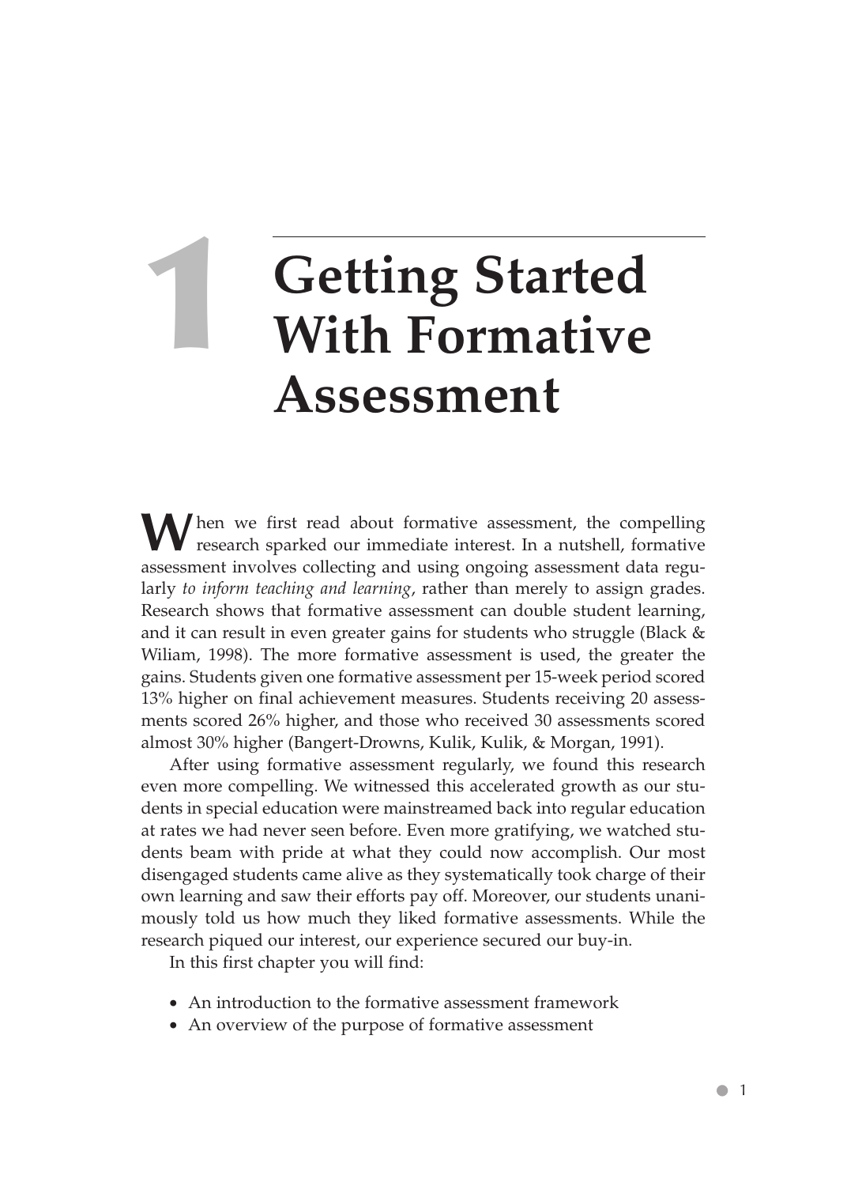# 1 Getting Started With Formative Assessment

When we first read about formative assessment, the compelling research sparked our immediate interest. In a nutshell, formative assessment involves collecting and using ongoing assessment data regularly *to inform teaching and learning*, rather than merely to assign grades. Research shows that formative assessment can double student learning, and it can result in even greater gains for students who struggle (Black & Wiliam, 1998). The more formative assessment is used, the greater the gains. Students given one formative assessment per 15-week period scored 13% higher on final achievement measures. Students receiving 20 assessments scored 26% higher, and those who received 30 assessments scored almost 30% higher (Bangert-Drowns, Kulik, Kulik, & Morgan, 1991).

After using formative assessment regularly, we found this research even more compelling. We witnessed this accelerated growth as our students in special education were mainstreamed back into regular education at rates we had never seen before. Even more gratifying, we watched students beam with pride at what they could now accomplish. Our most disengaged students came alive as they systematically took charge of their own learning and saw their efforts pay off. Moreover, our students unanimously told us how much they liked formative assessments. While the research piqued our interest, our experience secured our buy-in.

In this first chapter you will find:

- An introduction to the formative assessment framework
- An overview of the purpose of formative assessment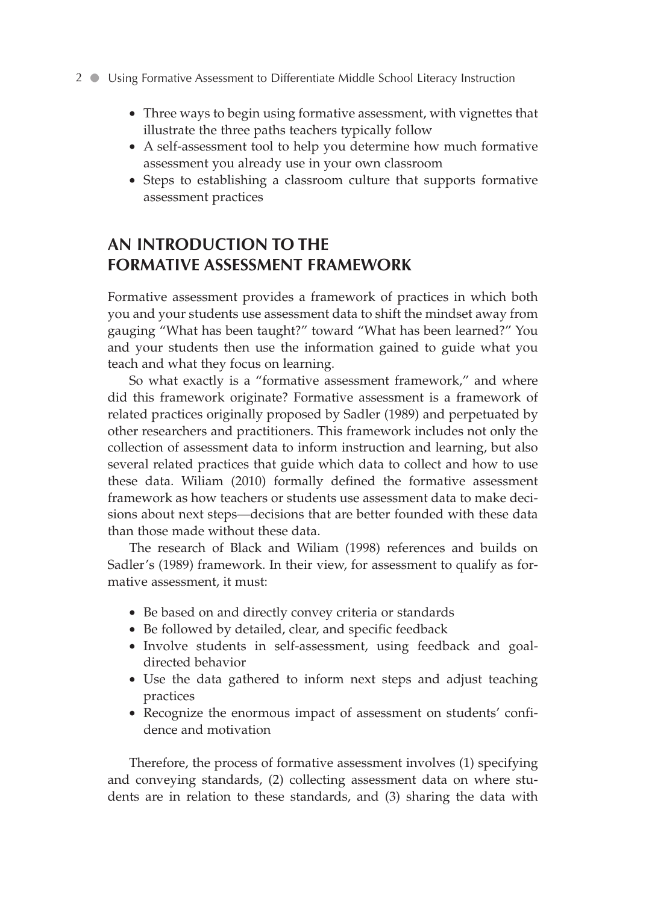- Three ways to begin using formative assessment, with vignettes that illustrate the three paths teachers typically follow
- A self-assessment tool to help you determine how much formative assessment you already use in your own classroom
- Steps to establishing a classroom culture that supports formative assessment practices

## AN INTRODUCTION TO THE FORMATIVE ASSESSMENT FRAMEWORK

Formative assessment provides a framework of practices in which both you and your students use assessment data to shift the mindset away from gauging "What has been taught?" toward "What has been learned?" You and your students then use the information gained to guide what you teach and what they focus on learning.

So what exactly is a "formative assessment framework," and where did this framework originate? Formative assessment is a framework of related practices originally proposed by Sadler (1989) and perpetuated by other researchers and practitioners. This framework includes not only the collection of assessment data to inform instruction and learning, but also several related practices that guide which data to collect and how to use these data. Wiliam (2010) formally defined the formative assessment framework as how teachers or students use assessment data to make decisions about next steps—decisions that are better founded with these data than those made without these data.

The research of Black and Wiliam (1998) references and builds on Sadler's (1989) framework. In their view, for assessment to qualify as formative assessment, it must:

- Be based on and directly convey criteria or standards
- Be followed by detailed, clear, and specific feedback
- Involve students in self-assessment, using feedback and goal-directed behavior
- Use the data gathered to inform next steps and adjust teaching practices
- Recognize the enormous impact of assessment on students' confidence and motivation

Therefore, the process of formative assessment involves (1) specifying and conveying standards, (2) collecting assessment data on where students are in relation to these standards, and (3) sharing the data with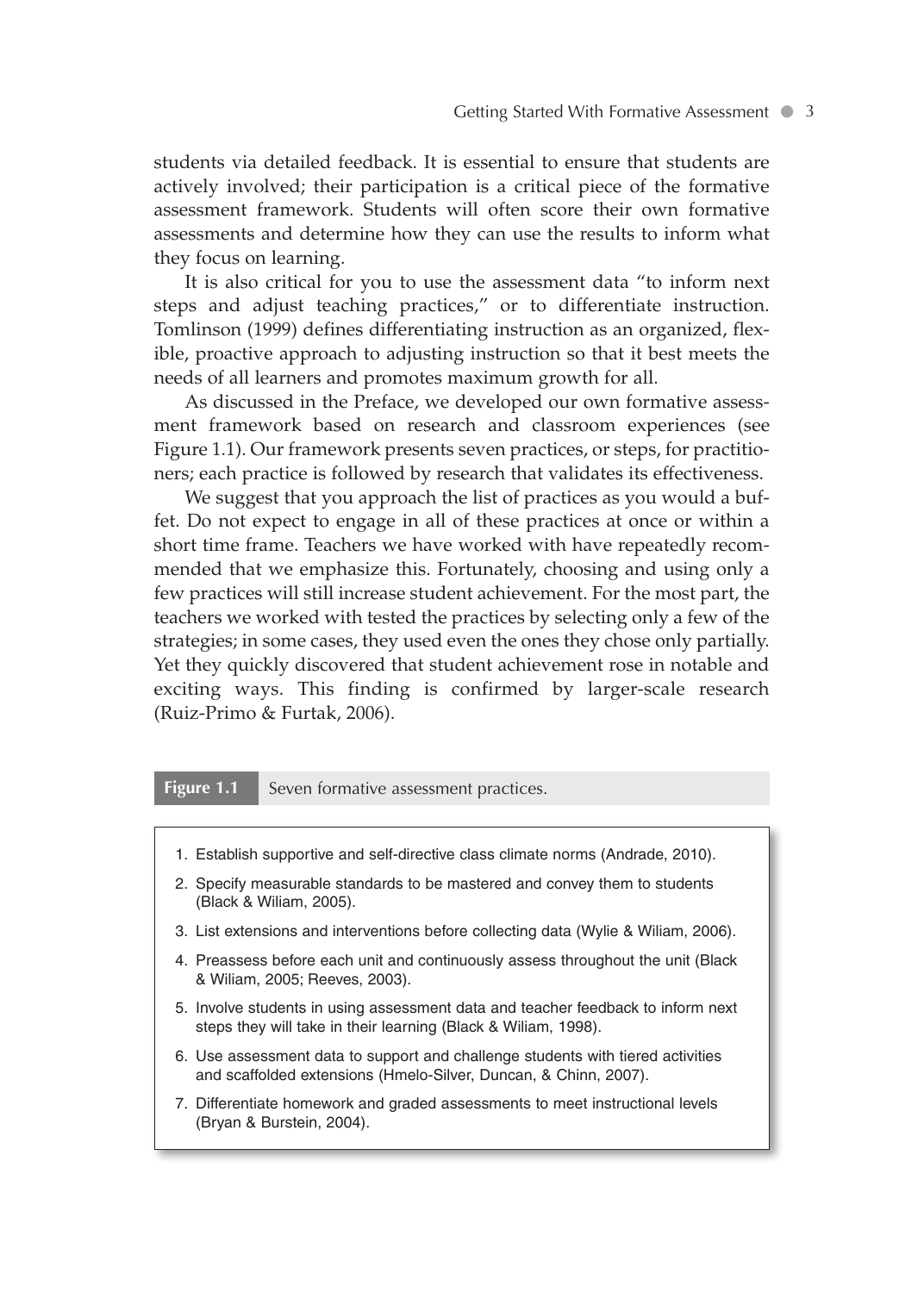students via detailed feedback. It is essential to ensure that students are actively involved; their participation is a critical piece of the formative assessment framework. Students will often score their own formative assessments and determine how they can use the results to inform what they focus on learning.

It is also critical for you to use the assessment data "to inform next steps and adjust teaching practices," or to differentiate instruction. Tomlinson (1999) defines differentiating instruction as an organized, flexible, proactive approach to adjusting instruction so that it best meets the needs of all learners and promotes maximum growth for all.

As discussed in the Preface, we developed our own formative assessment framework based on research and classroom experiences (see Figure 1.1). Our framework presents seven practices, or steps, for practitioners; each practice is followed by research that validates its effectiveness.

We suggest that you approach the list of practices as you would a buffet. Do not expect to engage in all of these practices at once or within a short time frame. Teachers we have worked with have repeatedly recommended that we emphasize this. Fortunately, choosing and using only a few practices will still increase student achievement. For the most part, the teachers we worked with tested the practices by selecting only a few of the strategies; in some cases, they used even the ones they chose only partially. Yet they quickly discovered that student achievement rose in notable and exciting ways. This finding is confirmed by larger-scale research (Ruiz-Primo & Furtak, 2006).

**Figure 1.1** Seven formative assessment practices.

1. Establish supportive and self-directive class climate norms (Andrade, 2010).
2. Specify measurable standards to be mastered and convey them to students (Black & Wiliam, 2005).
3. List extensions and interventions before collecting data (Wylie & Wiliam, 2006).
4. Preassess before each unit and continuously assess throughout the unit (Black & Wiliam, 2005; Reeves, 2003).
5. Involve students in using assessment data and teacher feedback to inform next steps they will take in their learning (Black & Wiliam, 1998).
6. Use assessment data to support and challenge students with tiered activities and scaffolded extensions (Hmelo-Silver, Duncan, & Chinn, 2007).
7. Differentiate homework and graded assessments to meet instructional levels (Bryan & Burstein, 2004).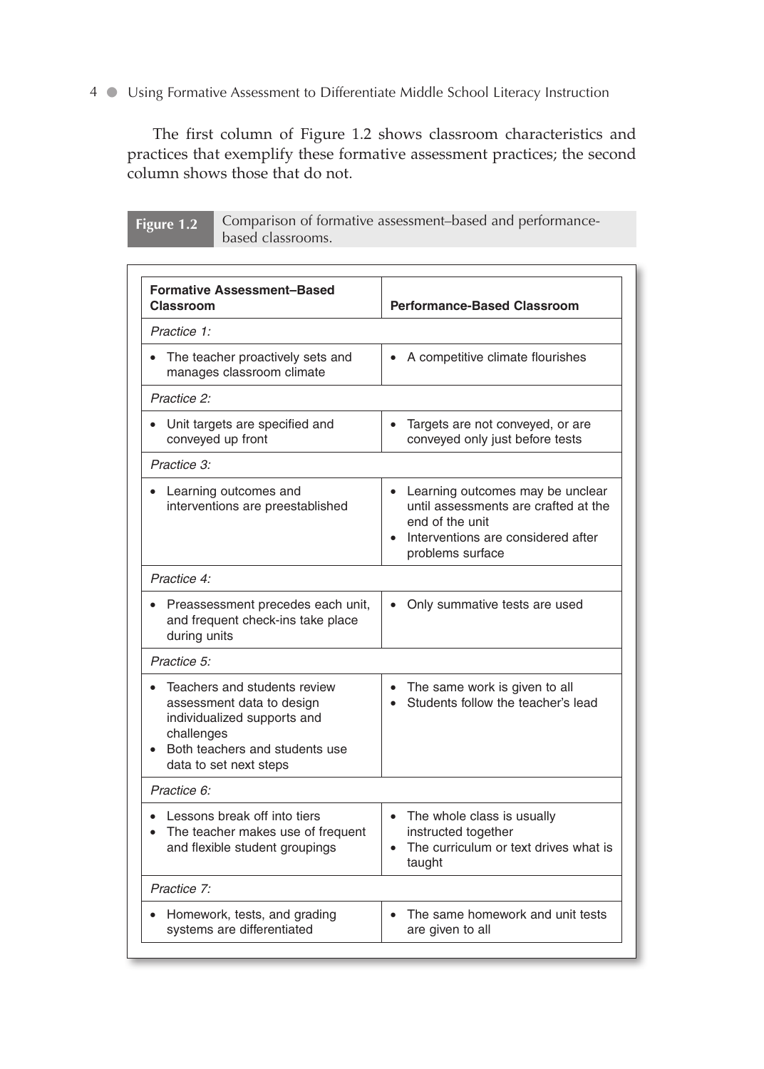The first column of Figure 1.2 shows classroom characteristics and practices that exemplify these formative assessment practices; the second column shows those that do not.

**Figure 1.2** Comparison of formative assessment–based and performance-based classrooms.

| **Formative Assessment–Based Classroom** | **Performance-Based Classroom** |
|---|---|
| *Practice 1:* | |
| • The teacher proactively sets and manages classroom climate | • A competitive climate flourishes |
| *Practice 2:* | |
| • Unit targets are specified and conveyed up front | • Targets are not conveyed, or are conveyed only just before tests |
| *Practice 3:* | |
| • Learning outcomes and interventions are preestablished | • Learning outcomes may be unclear until assessments are crafted at the end of the unit<br>• Interventions are considered after problems surface |
| *Practice 4:* | |
| • Preassessment precedes each unit, and frequent check-ins take place during units | • Only summative tests are used |
| *Practice 5:* | |
| • Teachers and students review assessment data to design individualized supports and challenges<br>• Both teachers and students use data to set next steps | • The same work is given to all<br>• Students follow the teacher's lead |
| *Practice 6:* | |
| • Lessons break off into tiers<br>• The teacher makes use of frequent and flexible student groupings | • The whole class is usually instructed together<br>• The curriculum or text drives what is taught |
| *Practice 7:* | |
| • Homework, tests, and grading systems are differentiated | • The same homework and unit tests are given to all |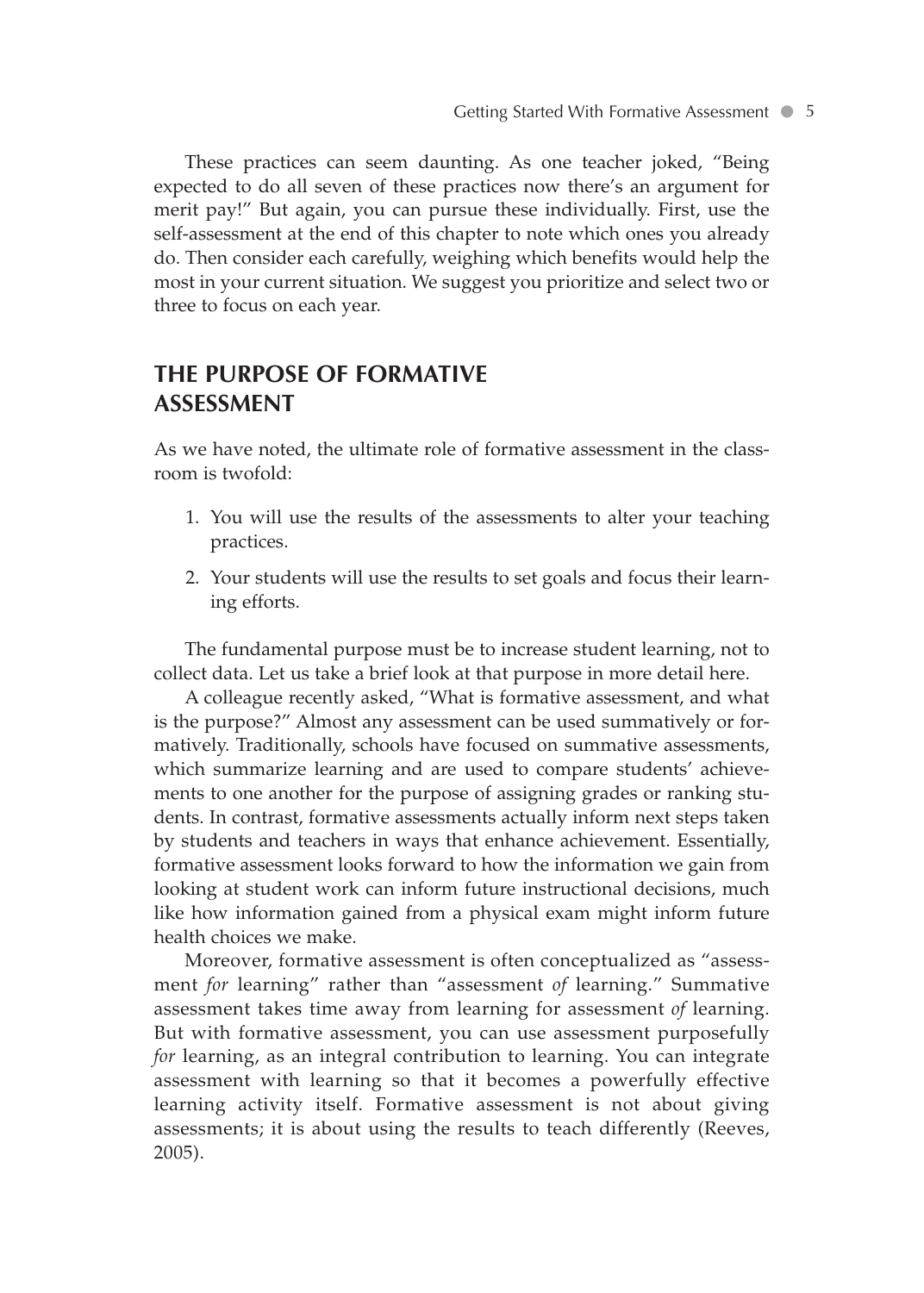These practices can seem daunting. As one teacher joked, "Being expected to do all seven of these practices now there's an argument for merit pay!" But again, you can pursue these individually. First, use the self-assessment at the end of this chapter to note which ones you already do. Then consider each carefully, weighing which benefits would help the most in your current situation. We suggest you prioritize and select two or three to focus on each year.

## THE PURPOSE OF FORMATIVE ASSESSMENT

As we have noted, the ultimate role of formative assessment in the classroom is twofold:

1. You will use the results of the assessments to alter your teaching practices.
2. Your students will use the results to set goals and focus their learning efforts.

The fundamental purpose must be to increase student learning, not to collect data. Let us take a brief look at that purpose in more detail here.

A colleague recently asked, "What is formative assessment, and what is the purpose?" Almost any assessment can be used summatively or formatively. Traditionally, schools have focused on summative assessments, which summarize learning and are used to compare students' achievements to one another for the purpose of assigning grades or ranking students. In contrast, formative assessments actually inform next steps taken by students and teachers in ways that enhance achievement. Essentially, formative assessment looks forward to how the information we gain from looking at student work can inform future instructional decisions, much like how information gained from a physical exam might inform future health choices we make.

Moreover, formative assessment is often conceptualized as "assessment *for* learning" rather than "assessment *of* learning." Summative assessment takes time away from learning for assessment *of* learning. But with formative assessment, you can use assessment purposefully *for* learning, as an integral contribution to learning. You can integrate assessment with learning so that it becomes a powerfully effective learning activity itself. Formative assessment is not about giving assessments; it is about using the results to teach differently (Reeves, 2005).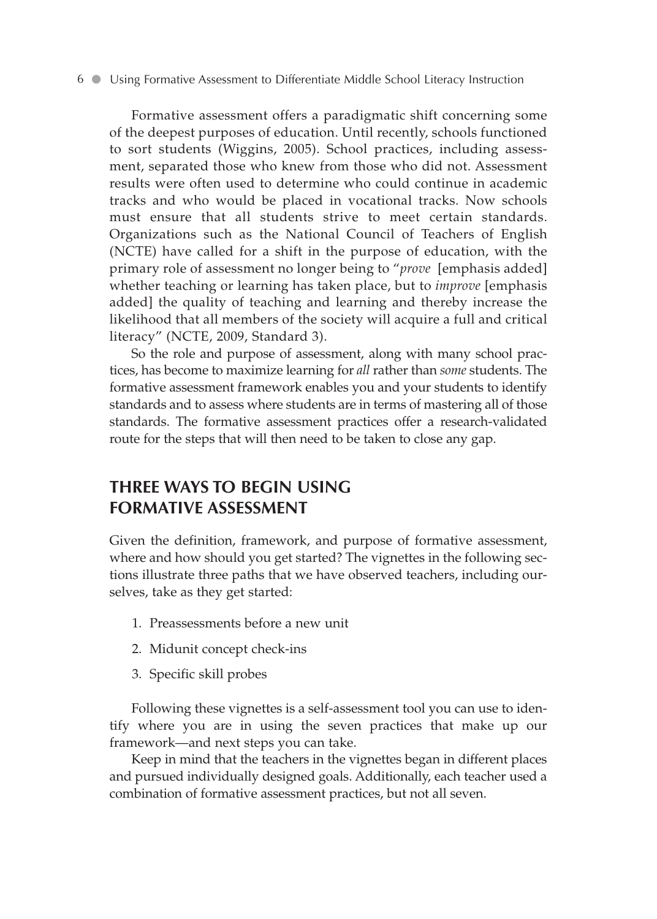Formative assessment offers a paradigmatic shift concerning some of the deepest purposes of education. Until recently, schools functioned to sort students (Wiggins, 2005). School practices, including assessment, separated those who knew from those who did not. Assessment results were often used to determine who could continue in academic tracks and who would be placed in vocational tracks. Now schools must ensure that all students strive to meet certain standards. Organizations such as the National Council of Teachers of English (NCTE) have called for a shift in the purpose of education, with the primary role of assessment no longer being to "*prove* [emphasis added] whether teaching or learning has taken place, but to *improve* [emphasis added] the quality of teaching and learning and thereby increase the likelihood that all members of the society will acquire a full and critical literacy" (NCTE, 2009, Standard 3).

So the role and purpose of assessment, along with many school practices, has become to maximize learning for *all* rather than *some* students. The formative assessment framework enables you and your students to identify standards and to assess where students are in terms of mastering all of those standards. The formative assessment practices offer a research-validated route for the steps that will then need to be taken to close any gap.

## THREE WAYS TO BEGIN USING FORMATIVE ASSESSMENT

Given the definition, framework, and purpose of formative assessment, where and how should you get started? The vignettes in the following sections illustrate three paths that we have observed teachers, including ourselves, take as they get started:

1. Preassessments before a new unit
2. Midunit concept check-ins
3. Specific skill probes

Following these vignettes is a self-assessment tool you can use to identify where you are in using the seven practices that make up our framework—and next steps you can take.

Keep in mind that the teachers in the vignettes began in different places and pursued individually designed goals. Additionally, each teacher used a combination of formative assessment practices, but not all seven.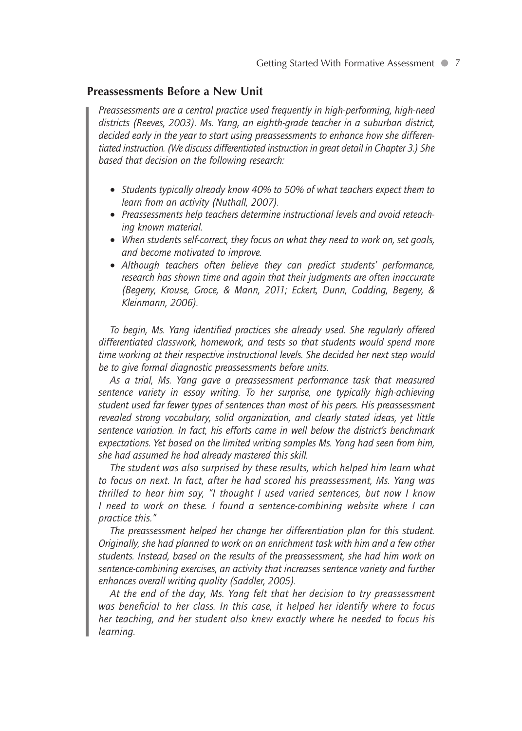## Preassessments Before a New Unit

*Preassessments are a central practice used frequently in high-performing, high-need districts (Reeves, 2003). Ms. Yang, an eighth-grade teacher in a suburban district, decided early in the year to start using preassessments to enhance how she differentiated instruction. (We discuss differentiated instruction in great detail in Chapter 3.) She based that decision on the following research:*

- *Students typically already know 40% to 50% of what teachers expect them to learn from an activity (Nuthall, 2007).*
- *Preassessments help teachers determine instructional levels and avoid reteaching known material.*
- *When students self-correct, they focus on what they need to work on, set goals, and become motivated to improve.*
- *Although teachers often believe they can predict students' performance, research has shown time and again that their judgments are often inaccurate (Begeny, Krouse, Groce, & Mann, 2011; Eckert, Dunn, Codding, Begeny, & Kleinmann, 2006).*

*To begin, Ms. Yang identified practices she already used. She regularly offered differentiated classwork, homework, and tests so that students would spend more time working at their respective instructional levels. She decided her next step would be to give formal diagnostic preassessments before units.*

*As a trial, Ms. Yang gave a preassessment performance task that measured sentence variety in essay writing. To her surprise, one typically high-achieving student used far fewer types of sentences than most of his peers. His preassessment revealed strong vocabulary, solid organization, and clearly stated ideas, yet little sentence variation. In fact, his efforts came in well below the district's benchmark expectations. Yet based on the limited writing samples Ms. Yang had seen from him, she had assumed he had already mastered this skill.*

*The student was also surprised by these results, which helped him learn what to focus on next. In fact, after he had scored his preassessment, Ms. Yang was thrilled to hear him say, "I thought I used varied sentences, but now I know I need to work on these. I found a sentence-combining website where I can practice this."*

*The preassessment helped her change her differentiation plan for this student. Originally, she had planned to work on an enrichment task with him and a few other students. Instead, based on the results of the preassessment, she had him work on sentence-combining exercises, an activity that increases sentence variety and further enhances overall writing quality (Saddler, 2005).*

*At the end of the day, Ms. Yang felt that her decision to try preassessment was beneficial to her class. In this case, it helped her identify where to focus her teaching, and her student also knew exactly where he needed to focus his learning.*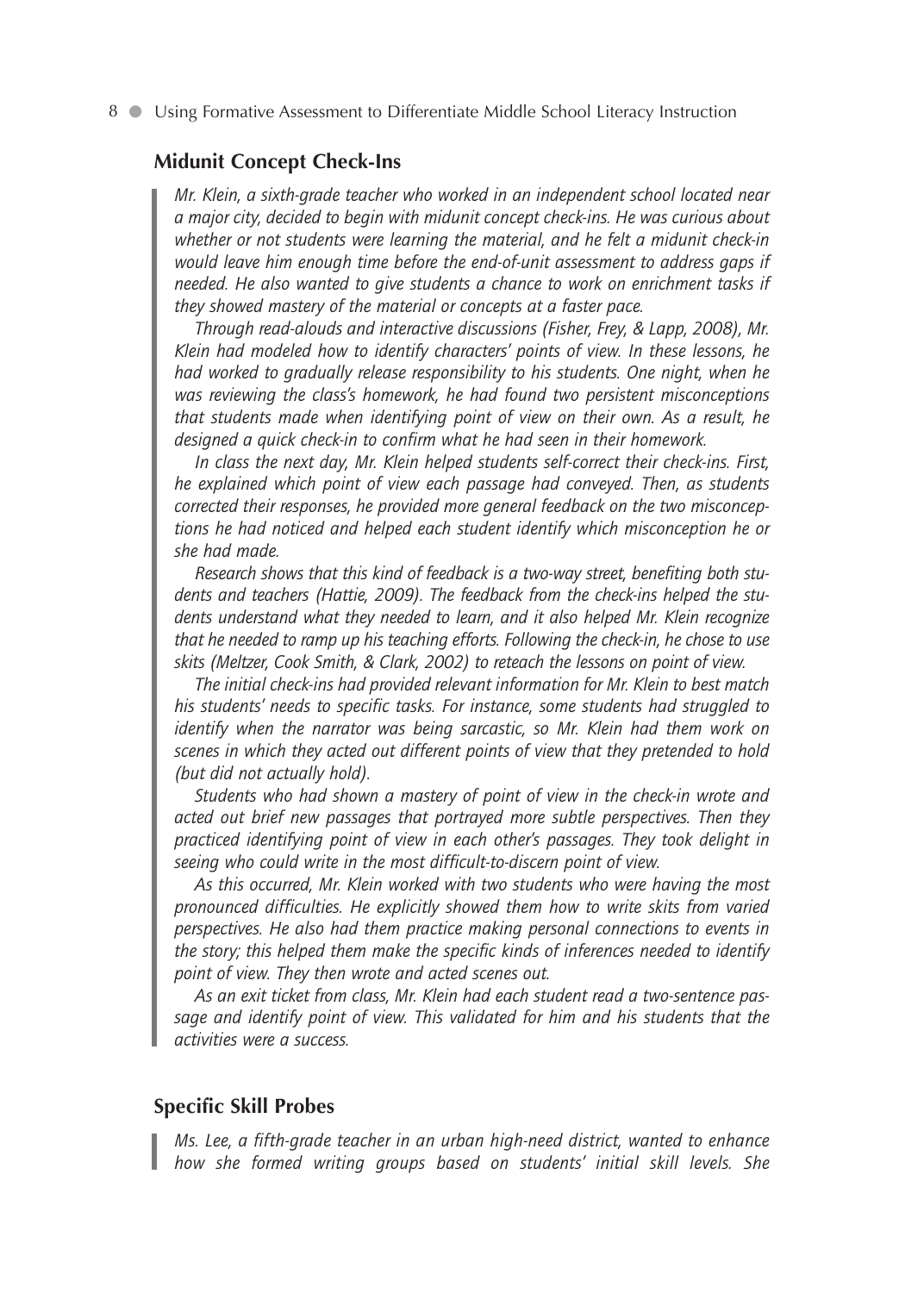## Midunit Concept Check-Ins

*Mr. Klein, a sixth-grade teacher who worked in an independent school located near a major city, decided to begin with midunit concept check-ins. He was curious about whether or not students were learning the material, and he felt a midunit check-in would leave him enough time before the end-of-unit assessment to address gaps if needed. He also wanted to give students a chance to work on enrichment tasks if they showed mastery of the material or concepts at a faster pace.*

*Through read-alouds and interactive discussions (Fisher, Frey, & Lapp, 2008), Mr. Klein had modeled how to identify characters' points of view. In these lessons, he had worked to gradually release responsibility to his students. One night, when he was reviewing the class's homework, he had found two persistent misconceptions that students made when identifying point of view on their own. As a result, he designed a quick check-in to confirm what he had seen in their homework.*

*In class the next day, Mr. Klein helped students self-correct their check-ins. First, he explained which point of view each passage had conveyed. Then, as students corrected their responses, he provided more general feedback on the two misconceptions he had noticed and helped each student identify which misconception he or she had made.*

*Research shows that this kind of feedback is a two-way street, benefiting both students and teachers (Hattie, 2009). The feedback from the check-ins helped the students understand what they needed to learn, and it also helped Mr. Klein recognize that he needed to ramp up his teaching efforts. Following the check-in, he chose to use skits (Meltzer, Cook Smith, & Clark, 2002) to reteach the lessons on point of view.*

*The initial check-ins had provided relevant information for Mr. Klein to best match his students' needs to specific tasks. For instance, some students had struggled to identify when the narrator was being sarcastic, so Mr. Klein had them work on scenes in which they acted out different points of view that they pretended to hold (but did not actually hold).*

*Students who had shown a mastery of point of view in the check-in wrote and acted out brief new passages that portrayed more subtle perspectives. Then they practiced identifying point of view in each other's passages. They took delight in seeing who could write in the most difficult-to-discern point of view.*

*As this occurred, Mr. Klein worked with two students who were having the most pronounced difficulties. He explicitly showed them how to write skits from varied perspectives. He also had them practice making personal connections to events in the story; this helped them make the specific kinds of inferences needed to identify point of view. They then wrote and acted scenes out.*

*As an exit ticket from class, Mr. Klein had each student read a two-sentence passage and identify point of view. This validated for him and his students that the activities were a success.*

## Specific Skill Probes

*Ms. Lee, a fifth-grade teacher in an urban high-need district, wanted to enhance how she formed writing groups based on students' initial skill levels. She*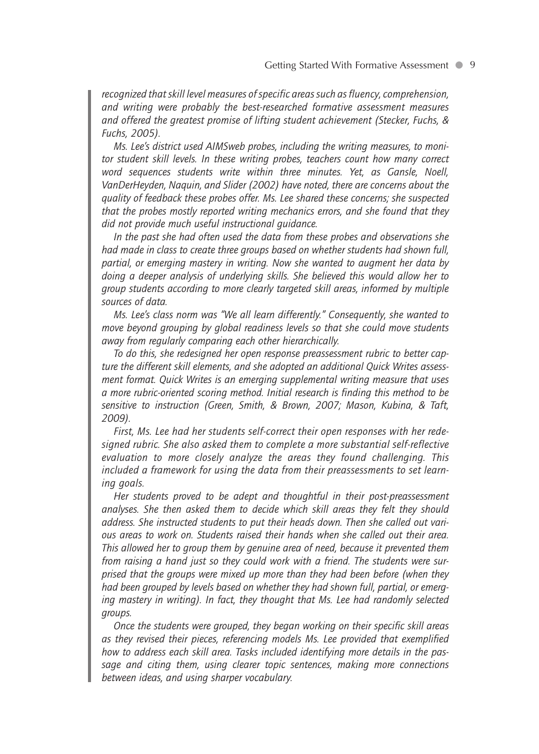*recognized that skill level measures of specific areas such as fluency, comprehension, and writing were probably the best-researched formative assessment measures and offered the greatest promise of lifting student achievement (Stecker, Fuchs, & Fuchs, 2005).*

*Ms. Lee's district used AIMSweb probes, including the writing measures, to monitor student skill levels. In these writing probes, teachers count how many correct word sequences students write within three minutes. Yet, as Gansle, Noell, VanDerHeyden, Naquin, and Slider (2002) have noted, there are concerns about the quality of feedback these probes offer. Ms. Lee shared these concerns; she suspected that the probes mostly reported writing mechanics errors, and she found that they did not provide much useful instructional guidance.*

*In the past she had often used the data from these probes and observations she had made in class to create three groups based on whether students had shown full, partial, or emerging mastery in writing. Now she wanted to augment her data by doing a deeper analysis of underlying skills. She believed this would allow her to group students according to more clearly targeted skill areas, informed by multiple sources of data.*

*Ms. Lee's class norm was "We all learn differently." Consequently, she wanted to move beyond grouping by global readiness levels so that she could move students away from regularly comparing each other hierarchically.*

*To do this, she redesigned her open response preassessment rubric to better capture the different skill elements, and she adopted an additional Quick Writes assessment format. Quick Writes is an emerging supplemental writing measure that uses a more rubric-oriented scoring method. Initial research is finding this method to be sensitive to instruction (Green, Smith, & Brown, 2007; Mason, Kubina, & Taft, 2009).*

*First, Ms. Lee had her students self-correct their open responses with her redesigned rubric. She also asked them to complete a more substantial self-reflective evaluation to more closely analyze the areas they found challenging. This included a framework for using the data from their preassessments to set learning goals.*

*Her students proved to be adept and thoughtful in their post-preassessment analyses. She then asked them to decide which skill areas they felt they should address. She instructed students to put their heads down. Then she called out various areas to work on. Students raised their hands when she called out their area. This allowed her to group them by genuine area of need, because it prevented them from raising a hand just so they could work with a friend. The students were surprised that the groups were mixed up more than they had been before (when they had been grouped by levels based on whether they had shown full, partial, or emerging mastery in writing). In fact, they thought that Ms. Lee had randomly selected groups.*

*Once the students were grouped, they began working on their specific skill areas as they revised their pieces, referencing models Ms. Lee provided that exemplified how to address each skill area. Tasks included identifying more details in the passage and citing them, using clearer topic sentences, making more connections between ideas, and using sharper vocabulary.*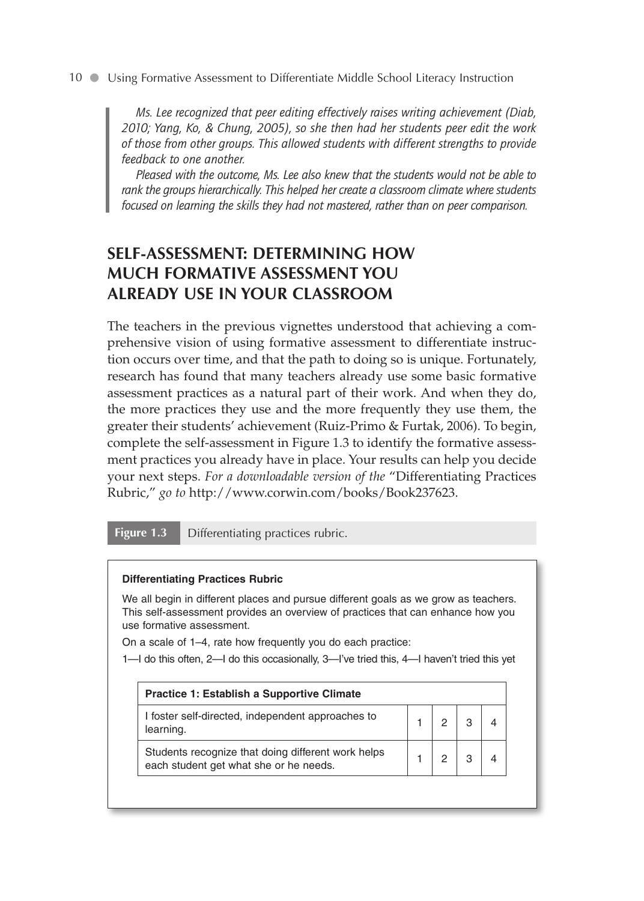*Ms. Lee recognized that peer editing effectively raises writing achievement (Diab, 2010; Yang, Ko, & Chung, 2005), so she then had her students peer edit the work of those from other groups. This allowed students with different strengths to provide feedback to one another.*

*Pleased with the outcome, Ms. Lee also knew that the students would not be able to rank the groups hierarchically. This helped her create a classroom climate where students focused on learning the skills they had not mastered, rather than on peer comparison.*

## SELF-ASSESSMENT: DETERMINING HOW MUCH FORMATIVE ASSESSMENT YOU ALREADY USE IN YOUR CLASSROOM

The teachers in the previous vignettes understood that achieving a comprehensive vision of using formative assessment to differentiate instruction occurs over time, and that the path to doing so is unique. Fortunately, research has found that many teachers already use some basic formative assessment practices as a natural part of their work. And when they do, the more practices they use and the more frequently they use them, the greater their students' achievement (Ruiz-Primo & Furtak, 2006). To begin, complete the self-assessment in Figure 1.3 to identify the formative assessment practices you already have in place. Your results can help you decide your next steps. *For a downloadable version of the* "Differentiating Practices Rubric," *go to* http://www.corwin.com/books/Book237623.

**Figure 1.3** Differentiating practices rubric.

**Differentiating Practices Rubric**

We all begin in different places and pursue different goals as we grow as teachers. This self-assessment provides an overview of practices that can enhance how you use formative assessment.

On a scale of 1–4, rate how frequently you do each practice:

1—I do this often, 2—I do this occasionally, 3—I've tried this, 4—I haven't tried this yet

| Practice 1: Establish a Supportive Climate | | | | |
|---|---|---|---|---|
| I foster self-directed, independent approaches to learning. | 1 | 2 | 3 | 4 |
| Students recognize that doing different work helps each student get what she or he needs. | 1 | 2 | 3 | 4 |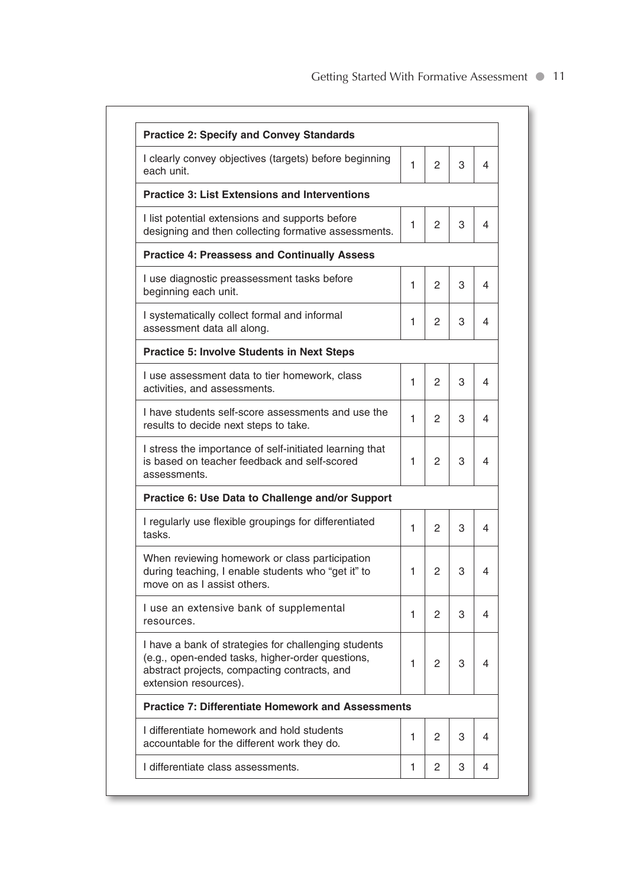| Practice 2: Specify and Convey Standards | | | | |
|---|---|---|---|---|
| I clearly convey objectives (targets) before beginning each unit. | 1 | 2 | 3 | 4 |
| **Practice 3: List Extensions and Interventions** | | | | |
| I list potential extensions and supports before designing and then collecting formative assessments. | 1 | 2 | 3 | 4 |
| **Practice 4: Preassess and Continually Assess** | | | | |
| I use diagnostic preassessment tasks before beginning each unit. | 1 | 2 | 3 | 4 |
| I systematically collect formal and informal assessment data all along. | 1 | 2 | 3 | 4 |
| **Practice 5: Involve Students in Next Steps** | | | | |
| I use assessment data to tier homework, class activities, and assessments. | 1 | 2 | 3 | 4 |
| I have students self-score assessments and use the results to decide next steps to take. | 1 | 2 | 3 | 4 |
| I stress the importance of self-initiated learning that is based on teacher feedback and self-scored assessments. | 1 | 2 | 3 | 4 |
| **Practice 6: Use Data to Challenge and/or Support** | | | | |
| I regularly use flexible groupings for differentiated tasks. | 1 | 2 | 3 | 4 |
| When reviewing homework or class participation during teaching, I enable students who "get it" to move on as I assist others. | 1 | 2 | 3 | 4 |
| I use an extensive bank of supplemental resources. | 1 | 2 | 3 | 4 |
| I have a bank of strategies for challenging students (e.g., open-ended tasks, higher-order questions, abstract projects, compacting contracts, and extension resources). | 1 | 2 | 3 | 4 |
| **Practice 7: Differentiate Homework and Assessments** | | | | |
| I differentiate homework and hold students accountable for the different work they do. | 1 | 2 | 3 | 4 |
| I differentiate class assessments. | 1 | 2 | 3 | 4 |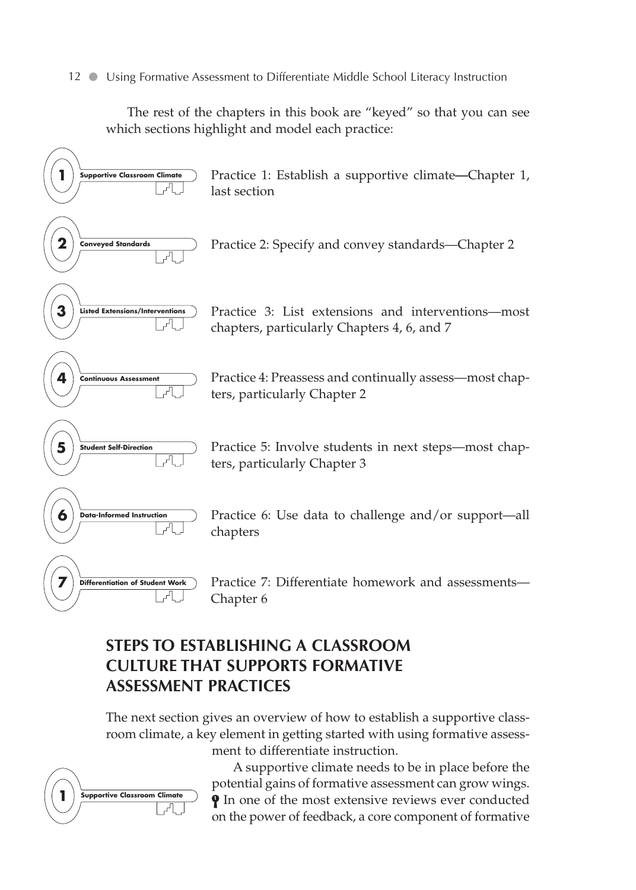The rest of the chapters in this book are "keyed" so that you can see which sections highlight and model each practice:

**1 Supportive Classroom Climate** — Practice 1: Establish a supportive climate—Chapter 1, last section

**2 Conveyed Standards** — Practice 2: Specify and convey standards—Chapter 2

**3 Listed Extensions/Interventions** — Practice 3: List extensions and interventions—most chapters, particularly Chapters 4, 6, and 7

**4 Continuous Assessment** — Practice 4: Preassess and continually assess—most chapters, particularly Chapter 2

**5 Student Self-Direction** — Practice 5: Involve students in next steps—most chapters, particularly Chapter 3

**6 Data-Informed Instruction** — Practice 6: Use data to challenge and/or support—all chapters

**7 Differentiation of Student Work** — Practice 7: Differentiate homework and assessments—Chapter 6

## STEPS TO ESTABLISHING A CLASSROOM CULTURE THAT SUPPORTS FORMATIVE ASSESSMENT PRACTICES

The next section gives an overview of how to establish a supportive classroom climate, a key element in getting started with using formative assessment to differentiate instruction.

**1 Supportive Classroom Climate**

A supportive climate needs to be in place before the potential gains of formative assessment can grow wings. In one of the most extensive reviews ever conducted on the power of feedback, a core component of formative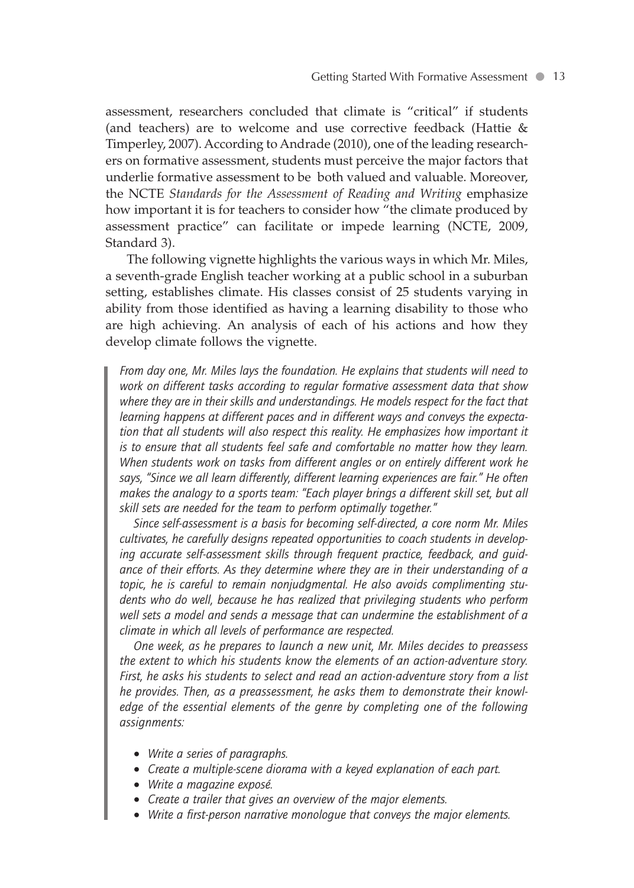assessment, researchers concluded that climate is "critical" if students (and teachers) are to welcome and use corrective feedback (Hattie & Timperley, 2007). According to Andrade (2010), one of the leading researchers on formative assessment, students must perceive the major factors that underlie formative assessment to be both valued and valuable. Moreover, the NCTE *Standards for the Assessment of Reading and Writing* emphasize how important it is for teachers to consider how "the climate produced by assessment practice" can facilitate or impede learning (NCTE, 2009, Standard 3).

The following vignette highlights the various ways in which Mr. Miles, a seventh-grade English teacher working at a public school in a suburban setting, establishes climate. His classes consist of 25 students varying in ability from those identified as having a learning disability to those who are high achieving. An analysis of each of his actions and how they develop climate follows the vignette.

> *From day one, Mr. Miles lays the foundation. He explains that students will need to work on different tasks according to regular formative assessment data that show where they are in their skills and understandings. He models respect for the fact that learning happens at different paces and in different ways and conveys the expectation that all students will also respect this reality. He emphasizes how important it is to ensure that all students feel safe and comfortable no matter how they learn. When students work on tasks from different angles or on entirely different work he says, "Since we all learn differently, different learning experiences are fair." He often makes the analogy to a sports team: "Each player brings a different skill set, but all skill sets are needed for the team to perform optimally together."*
>
> *Since self-assessment is a basis for becoming self-directed, a core norm Mr. Miles cultivates, he carefully designs repeated opportunities to coach students in developing accurate self-assessment skills through frequent practice, feedback, and guidance of their efforts. As they determine where they are in their understanding of a topic, he is careful to remain nonjudgmental. He also avoids complimenting students who do well, because he has realized that privileging students who perform well sets a model and sends a message that can undermine the establishment of a climate in which all levels of performance are respected.*
>
> *One week, as he prepares to launch a new unit, Mr. Miles decides to preassess the extent to which his students know the elements of an action-adventure story. First, he asks his students to select and read an action-adventure story from a list he provides. Then, as a preassessment, he asks them to demonstrate their knowledge of the essential elements of the genre by completing one of the following assignments:*
>
> - *Write a series of paragraphs.*
> - *Create a multiple-scene diorama with a keyed explanation of each part.*
> - *Write a magazine exposé.*
> - *Create a trailer that gives an overview of the major elements.*
> - *Write a first-person narrative monologue that conveys the major elements.*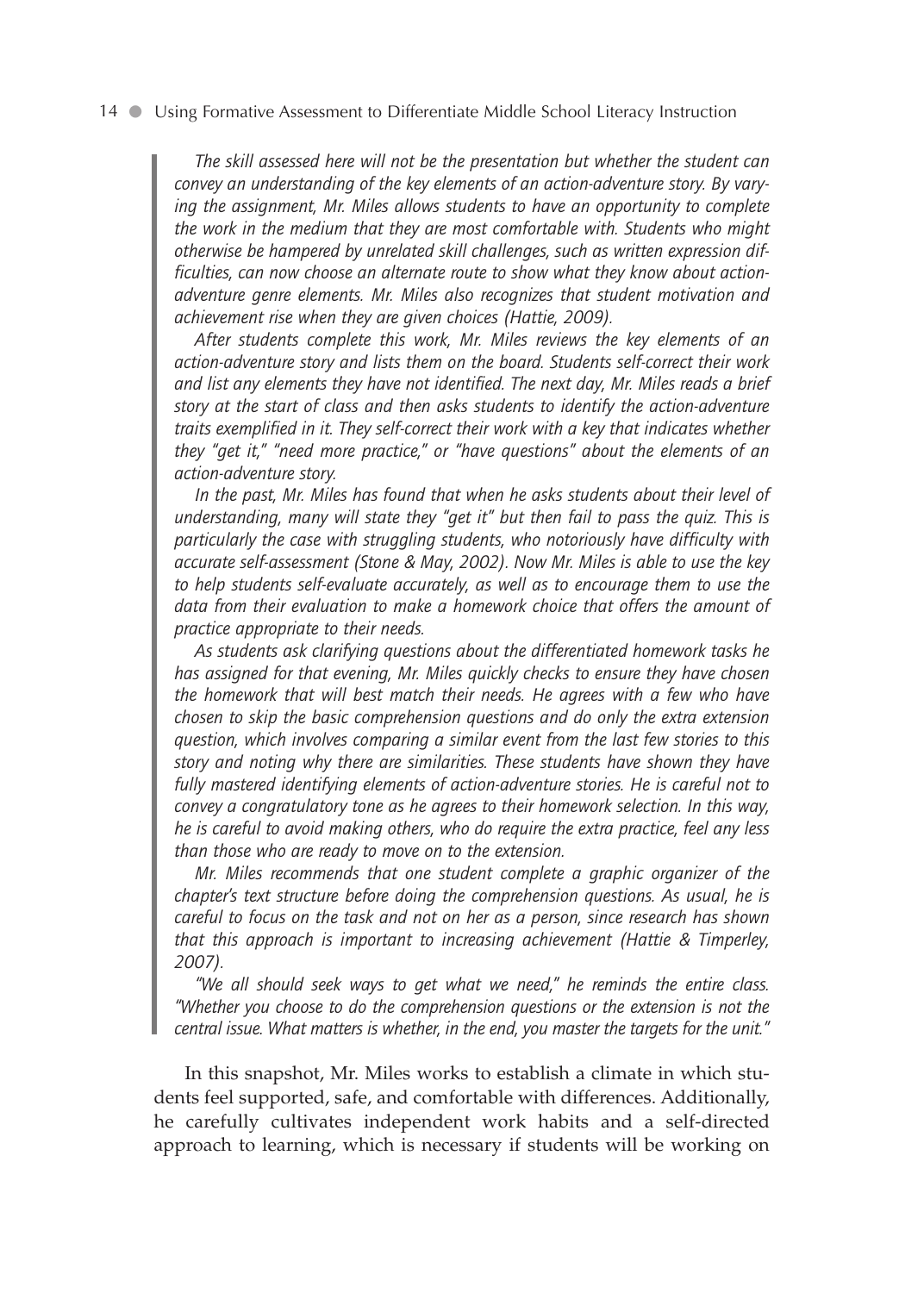*The skill assessed here will not be the presentation but whether the student can convey an understanding of the key elements of an action-adventure story. By varying the assignment, Mr. Miles allows students to have an opportunity to complete the work in the medium that they are most comfortable with. Students who might otherwise be hampered by unrelated skill challenges, such as written expression difficulties, can now choose an alternate route to show what they know about action-adventure genre elements. Mr. Miles also recognizes that student motivation and achievement rise when they are given choices (Hattie, 2009).*

*After students complete this work, Mr. Miles reviews the key elements of an action-adventure story and lists them on the board. Students self-correct their work and list any elements they have not identified. The next day, Mr. Miles reads a brief story at the start of class and then asks students to identify the action-adventure traits exemplified in it. They self-correct their work with a key that indicates whether they "get it," "need more practice," or "have questions" about the elements of an action-adventure story.*

*In the past, Mr. Miles has found that when he asks students about their level of understanding, many will state they "get it" but then fail to pass the quiz. This is particularly the case with struggling students, who notoriously have difficulty with accurate self-assessment (Stone & May, 2002). Now Mr. Miles is able to use the key to help students self-evaluate accurately, as well as to encourage them to use the data from their evaluation to make a homework choice that offers the amount of practice appropriate to their needs.*

*As students ask clarifying questions about the differentiated homework tasks he has assigned for that evening, Mr. Miles quickly checks to ensure they have chosen the homework that will best match their needs. He agrees with a few who have chosen to skip the basic comprehension questions and do only the extra extension question, which involves comparing a similar event from the last few stories to this story and noting why there are similarities. These students have shown they have fully mastered identifying elements of action-adventure stories. He is careful not to convey a congratulatory tone as he agrees to their homework selection. In this way, he is careful to avoid making others, who do require the extra practice, feel any less than those who are ready to move on to the extension.*

*Mr. Miles recommends that one student complete a graphic organizer of the chapter's text structure before doing the comprehension questions. As usual, he is careful to focus on the task and not on her as a person, since research has shown that this approach is important to increasing achievement (Hattie & Timperley, 2007).*

*"We all should seek ways to get what we need," he reminds the entire class. "Whether you choose to do the comprehension questions or the extension is not the central issue. What matters is whether, in the end, you master the targets for the unit."*

In this snapshot, Mr. Miles works to establish a climate in which students feel supported, safe, and comfortable with differences. Additionally, he carefully cultivates independent work habits and a self-directed approach to learning, which is necessary if students will be working on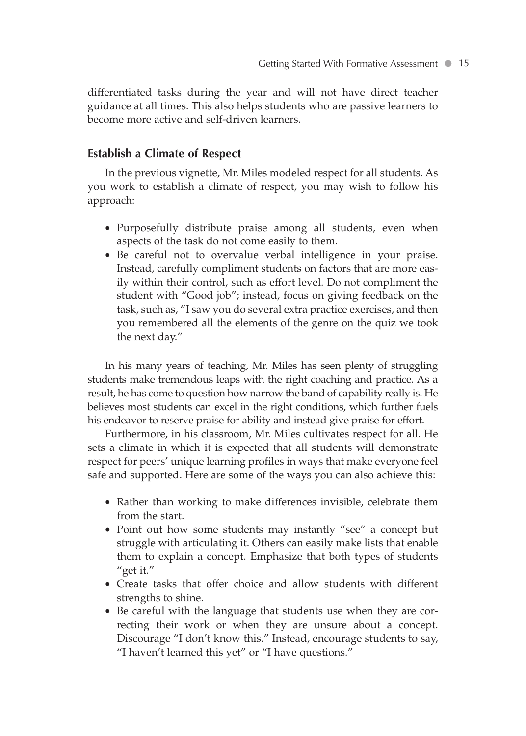differentiated tasks during the year and will not have direct teacher guidance at all times. This also helps students who are passive learners to become more active and self-driven learners.

### Establish a Climate of Respect

In the previous vignette, Mr. Miles modeled respect for all students. As you work to establish a climate of respect, you may wish to follow his approach:

- Purposefully distribute praise among all students, even when aspects of the task do not come easily to them.
- Be careful not to overvalue verbal intelligence in your praise. Instead, carefully compliment students on factors that are more easily within their control, such as effort level. Do not compliment the student with "Good job"; instead, focus on giving feedback on the task, such as, "I saw you do several extra practice exercises, and then you remembered all the elements of the genre on the quiz we took the next day."

In his many years of teaching, Mr. Miles has seen plenty of struggling students make tremendous leaps with the right coaching and practice. As a result, he has come to question how narrow the band of capability really is. He believes most students can excel in the right conditions, which further fuels his endeavor to reserve praise for ability and instead give praise for effort.

Furthermore, in his classroom, Mr. Miles cultivates respect for all. He sets a climate in which it is expected that all students will demonstrate respect for peers' unique learning profiles in ways that make everyone feel safe and supported. Here are some of the ways you can also achieve this:

- Rather than working to make differences invisible, celebrate them from the start.
- Point out how some students may instantly "see" a concept but struggle with articulating it. Others can easily make lists that enable them to explain a concept. Emphasize that both types of students "get it."
- Create tasks that offer choice and allow students with different strengths to shine.
- Be careful with the language that students use when they are correcting their work or when they are unsure about a concept. Discourage "I don't know this." Instead, encourage students to say, "I haven't learned this yet" or "I have questions."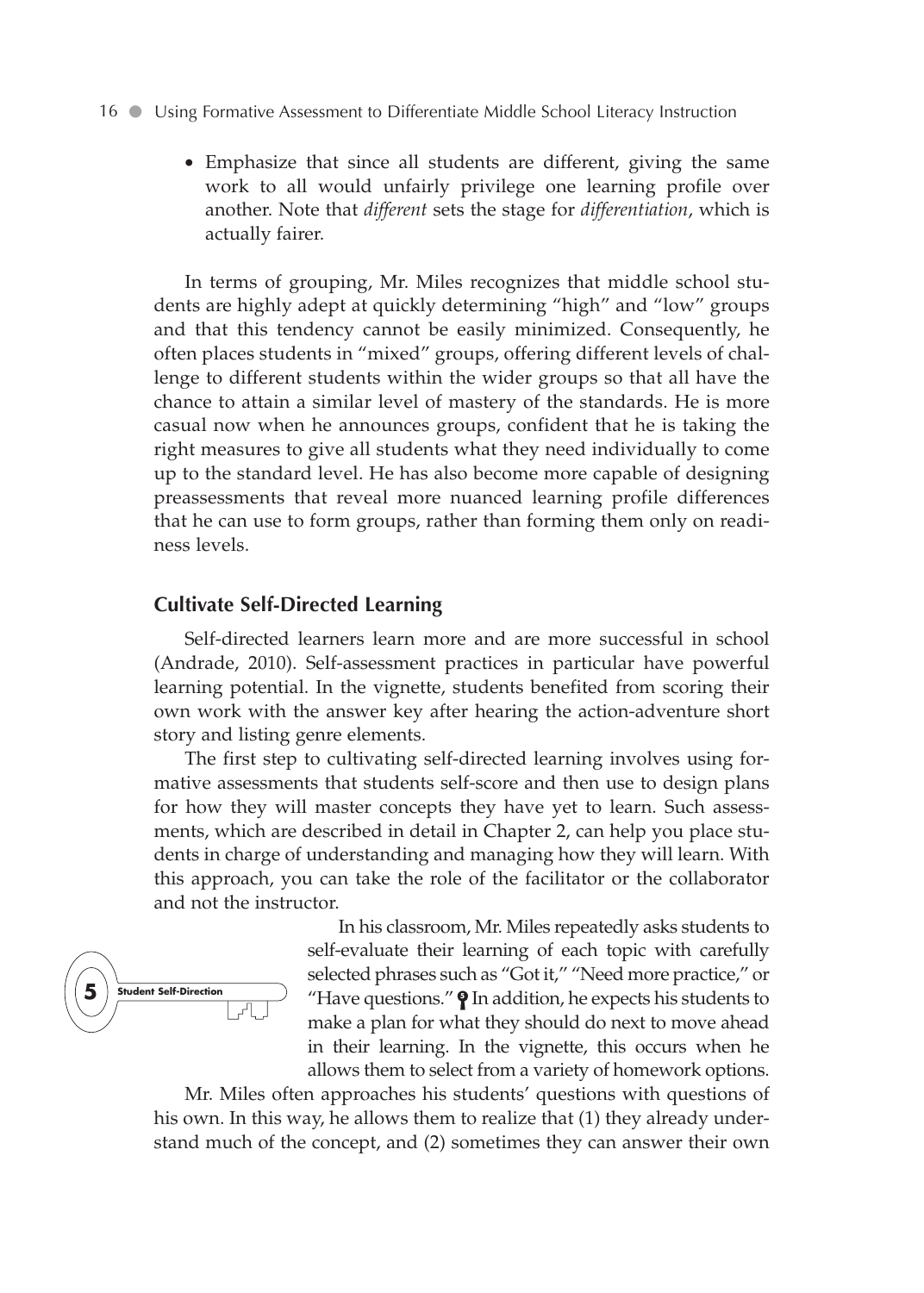- Emphasize that since all students are different, giving the same work to all would unfairly privilege one learning profile over another. Note that *different* sets the stage for *differentiation*, which is actually fairer.

In terms of grouping, Mr. Miles recognizes that middle school students are highly adept at quickly determining "high" and "low" groups and that this tendency cannot be easily minimized. Consequently, he often places students in "mixed" groups, offering different levels of challenge to different students within the wider groups so that all have the chance to attain a similar level of mastery of the standards. He is more casual now when he announces groups, confident that he is taking the right measures to give all students what they need individually to come up to the standard level. He has also become more capable of designing preassessments that reveal more nuanced learning profile differences that he can use to form groups, rather than forming them only on readiness levels.

## Cultivate Self-Directed Learning

Self-directed learners learn more and are more successful in school (Andrade, 2010). Self-assessment practices in particular have powerful learning potential. In the vignette, students benefited from scoring their own work with the answer key after hearing the action-adventure short story and listing genre elements.

The first step to cultivating self-directed learning involves using formative assessments that students self-score and then use to design plans for how they will master concepts they have yet to learn. Such assessments, which are described in detail in Chapter 2, can help you place students in charge of understanding and managing how they will learn. With this approach, you can take the role of the facilitator or the collaborator and not the instructor.

**5 Student Self-Direction**

In his classroom, Mr. Miles repeatedly asks students to self-evaluate their learning of each topic with carefully selected phrases such as "Got it," "Need more practice," or "Have questions." In addition, he expects his students to make a plan for what they should do next to move ahead in their learning. In the vignette, this occurs when he allows them to select from a variety of homework options.

Mr. Miles often approaches his students' questions with questions of his own. In this way, he allows them to realize that (1) they already understand much of the concept, and (2) sometimes they can answer their own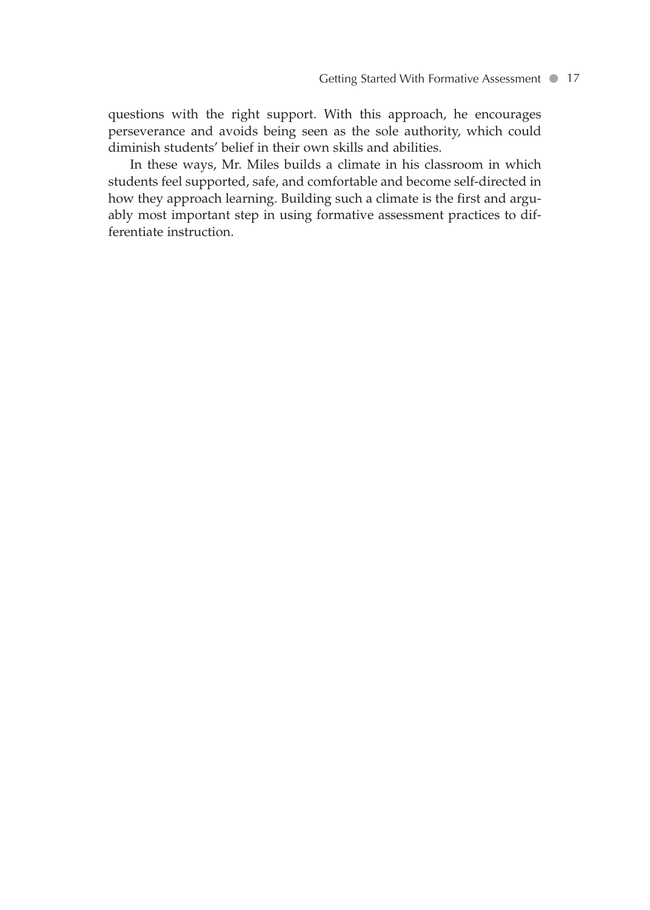questions with the right support. With this approach, he encourages perseverance and avoids being seen as the sole authority, which could diminish students' belief in their own skills and abilities.

In these ways, Mr. Miles builds a climate in his classroom in which students feel supported, safe, and comfortable and become self-directed in how they approach learning. Building such a climate is the first and arguably most important step in using formative assessment practices to differentiate instruction.